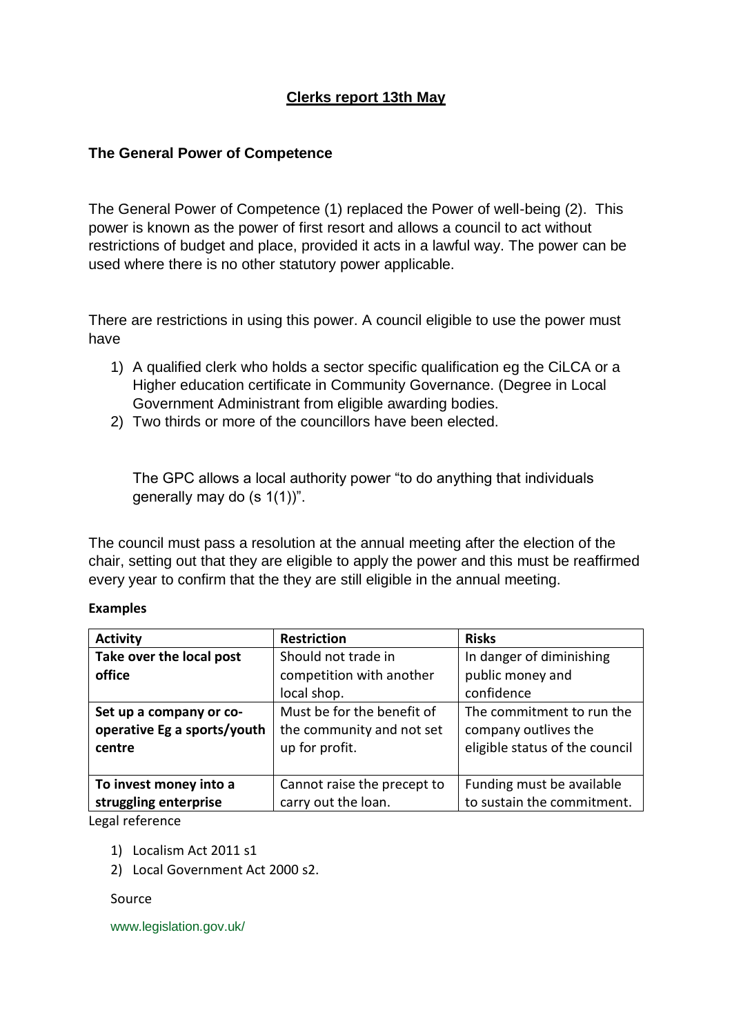# Clerks report 13th May

### The General Power of Competence

The General Power of Competence (1) replaced the Power of well-being (2). This power is known as the power of first resort and allows a council to act without restrictions of budget and place, provided it acts in a lawful way. The power can be used where there is no other statutory power applicable.

There are restrictions in using this power. A council eligible to use the power must have

1) A qualified clerk who holds a sector specific qualification eg the CiLCA or a Higher education certificate in Community Governance. (Degree in Local Government Administrant from eligible awarding bodies.
2) Two thirds or more of the councillors have been elected.

The GPC allows a local authority power "to do anything that individuals generally may do (s 1(1))".

The council must pass a resolution at the annual meeting after the election of the chair, setting out that they are eligible to apply the power and this must be reaffirmed every year to confirm that the they are still eligible in the annual meeting.

**Examples**

| Activity | Restriction | Risks |
|---|---|---|
| **Take over the local post office** | Should not trade in competition with another local shop. | In danger of diminishing public money and confidence |
| **Set up a company or co-operative Eg a sports/youth centre** | Must be for the benefit of the community and not set up for profit. | The commitment to run the company outlives the eligible status of the council |
| **To invest money into a struggling enterprise** | Cannot raise the precept to carry out the loan. | Funding must be available to sustain the commitment. |

Legal reference

1) Localism Act 2011 s1
2) Local Government Act 2000 s2.

Source

www.legislation.gov.uk/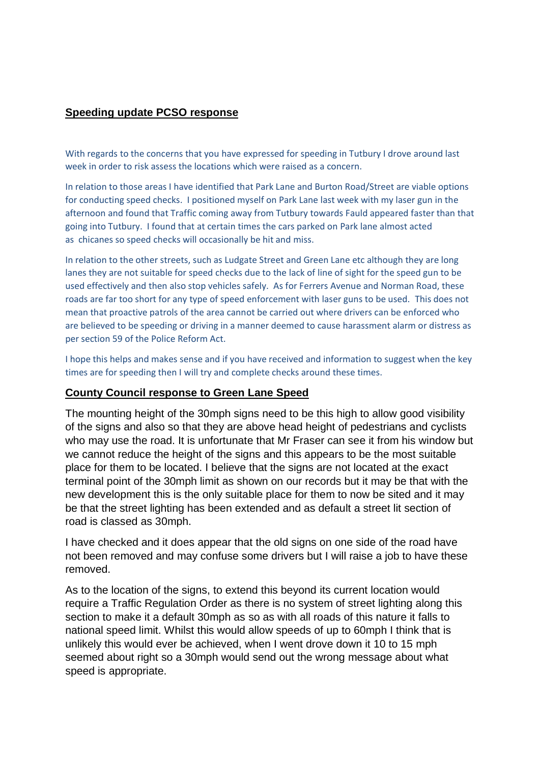**Speeding update PCSO response**

With regards to the concerns that you have expressed for speeding in Tutbury I drove around last week in order to risk assess the locations which were raised as a concern.

In relation to those areas I have identified that Park Lane and Burton Road/Street are viable options for conducting speed checks. I positioned myself on Park Lane last week with my laser gun in the afternoon and found that Traffic coming away from Tutbury towards Fauld appeared faster than that going into Tutbury. I found that at certain times the cars parked on Park lane almost acted as chicanes so speed checks will occasionally be hit and miss.

In relation to the other streets, such as Ludgate Street and Green Lane etc although they are long lanes they are not suitable for speed checks due to the lack of line of sight for the speed gun to be used effectively and then also stop vehicles safely. As for Ferrers Avenue and Norman Road, these roads are far too short for any type of speed enforcement with laser guns to be used. This does not mean that proactive patrols of the area cannot be carried out where drivers can be enforced who are believed to be speeding or driving in a manner deemed to cause harassment alarm or distress as per section 59 of the Police Reform Act.

I hope this helps and makes sense and if you have received and information to suggest when the key times are for speeding then I will try and complete checks around these times.

**County Council response to Green Lane Speed**

The mounting height of the 30mph signs need to be this high to allow good visibility of the signs and also so that they are above head height of pedestrians and cyclists who may use the road. It is unfortunate that Mr Fraser can see it from his window but we cannot reduce the height of the signs and this appears to be the most suitable place for them to be located. I believe that the signs are not located at the exact terminal point of the 30mph limit as shown on our records but it may be that with the new development this is the only suitable place for them to now be sited and it may be that the street lighting has been extended and as default a street lit section of road is classed as 30mph.

I have checked and it does appear that the old signs on one side of the road have not been removed and may confuse some drivers but I will raise a job to have these removed.

As to the location of the signs, to extend this beyond its current location would require a Traffic Regulation Order as there is no system of street lighting along this section to make it a default 30mph as so as with all roads of this nature it falls to national speed limit. Whilst this would allow speeds of up to 60mph I think that is unlikely this would ever be achieved, when I went drove down it 10 to 15 mph seemed about right so a 30mph would send out the wrong message about what speed is appropriate.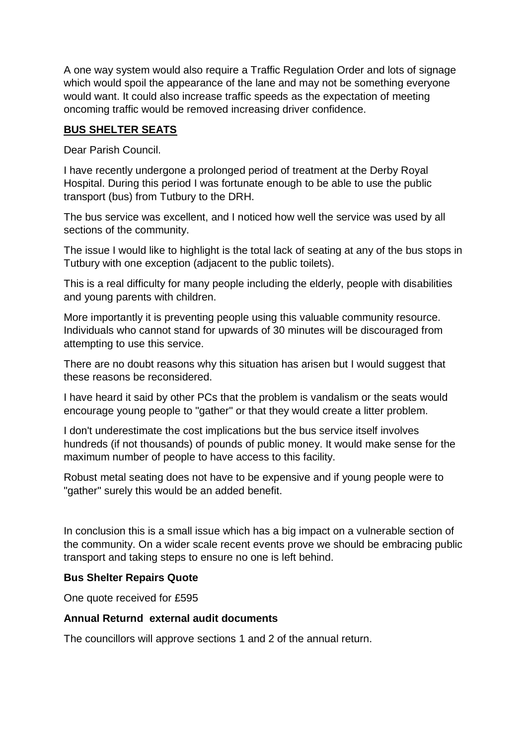A one way system would also require a Traffic Regulation Order and lots of signage which would spoil the appearance of the lane and may not be something everyone would want. It could also increase traffic speeds as the expectation of meeting oncoming traffic would be removed increasing driver confidence.

## **BUS SHELTER SEATS**

Dear Parish Council.

I have recently undergone a prolonged period of treatment at the Derby Royal Hospital. During this period I was fortunate enough to be able to use the public transport (bus) from Tutbury to the DRH.

The bus service was excellent, and I noticed how well the service was used by all sections of the community.

The issue I would like to highlight is the total lack of seating at any of the bus stops in Tutbury with one exception (adjacent to the public toilets).

This is a real difficulty for many people including the elderly, people with disabilities and young parents with children.

More importantly it is preventing people using this valuable community resource. Individuals who cannot stand for upwards of 30 minutes will be discouraged from attempting to use this service.

There are no doubt reasons why this situation has arisen but I would suggest that these reasons be reconsidered.

I have heard it said by other PCs that the problem is vandalism or the seats would encourage young people to "gather" or that they would create a litter problem.

I don't underestimate the cost implications but the bus service itself involves hundreds (if not thousands) of pounds of public money. It would make sense for the maximum number of people to have access to this facility.

Robust metal seating does not have to be expensive and if young people were to "gather" surely this would be an added benefit.

In conclusion this is a small issue which has a big impact on a vulnerable section of the community. On a wider scale recent events prove we should be embracing public transport and taking steps to ensure no one is left behind.

### **Bus Shelter Repairs Quote**

One quote received for £595

### **Annual Returnd external audit documents**

The councillors will approve sections 1 and 2 of the annual return.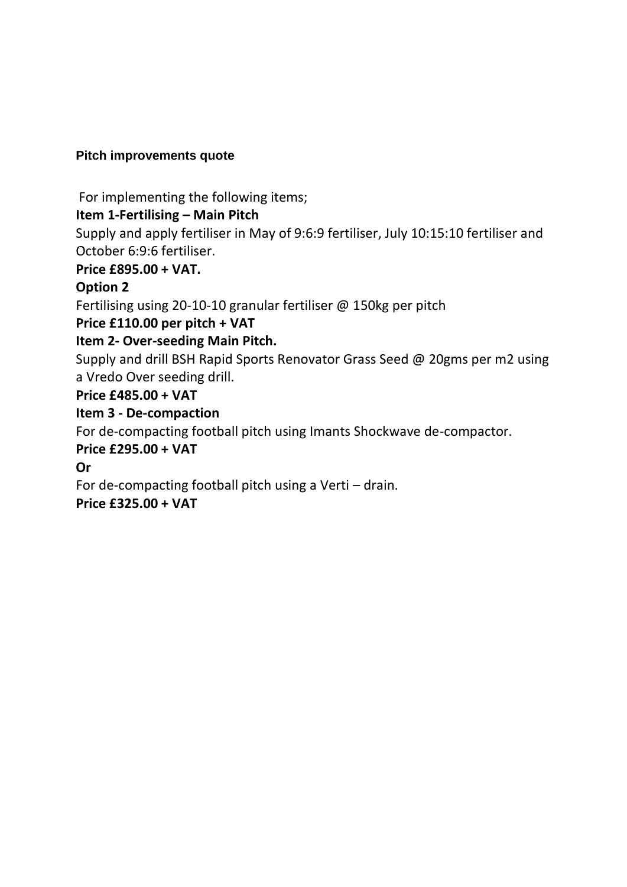**Pitch improvements quote**

For implementing the following items;

**Item 1-Fertilising – Main Pitch**

Supply and apply fertiliser in May of 9:6:9 fertiliser, July 10:15:10 fertiliser and October 6:9:6 fertiliser.

**Price £895.00 + VAT.**

**Option 2**

Fertilising using 20-10-10 granular fertiliser @ 150kg per pitch

**Price £110.00 per pitch + VAT**

**Item 2- Over-seeding Main Pitch.**

Supply and drill BSH Rapid Sports Renovator Grass Seed @ 20gms per m2 using a Vredo Over seeding drill.

**Price £485.00 + VAT**

**Item 3 - De-compaction**

For de-compacting football pitch using Imants Shockwave de-compactor.

**Price £295.00 + VAT**

**Or**

For de-compacting football pitch using a Verti – drain.

**Price £325.00 + VAT**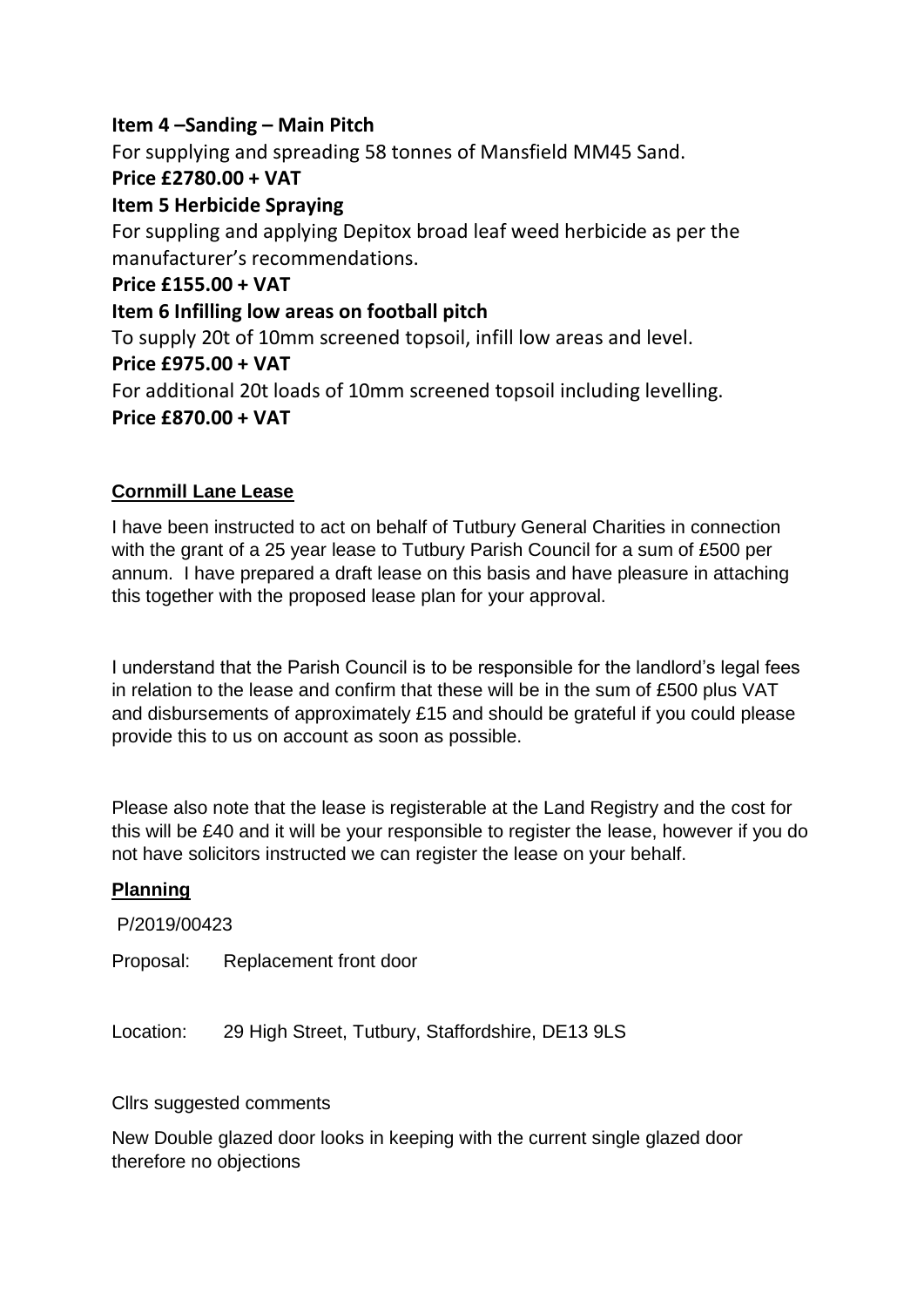**Item 4 –Sanding – Main Pitch**

For supplying and spreading 58 tonnes of Mansfield MM45 Sand.

**Price £2780.00 + VAT**

**Item 5 Herbicide Spraying**

For suppling and applying Depitox broad leaf weed herbicide as per the manufacturer's recommendations.

**Price £155.00 + VAT**

**Item 6 Infilling low areas on football pitch**

To supply 20t of 10mm screened topsoil, infill low areas and level.

**Price £975.00 + VAT**

For additional 20t loads of 10mm screened topsoil including levelling.

**Price £870.00 + VAT**

**Cornmill Lane Lease**

I have been instructed to act on behalf of Tutbury General Charities in connection with the grant of a 25 year lease to Tutbury Parish Council for a sum of £500 per annum. I have prepared a draft lease on this basis and have pleasure in attaching this together with the proposed lease plan for your approval.

I understand that the Parish Council is to be responsible for the landlord's legal fees in relation to the lease and confirm that these will be in the sum of £500 plus VAT and disbursements of approximately £15 and should be grateful if you could please provide this to us on account as soon as possible.

Please also note that the lease is registerable at the Land Registry and the cost for this will be £40 and it will be your responsible to register the lease, however if you do not have solicitors instructed we can register the lease on your behalf.

**Planning**

P/2019/00423

Proposal: Replacement front door

Location: 29 High Street, Tutbury, Staffordshire, DE13 9LS

Cllrs suggested comments

New Double glazed door looks in keeping with the current single glazed door therefore no objections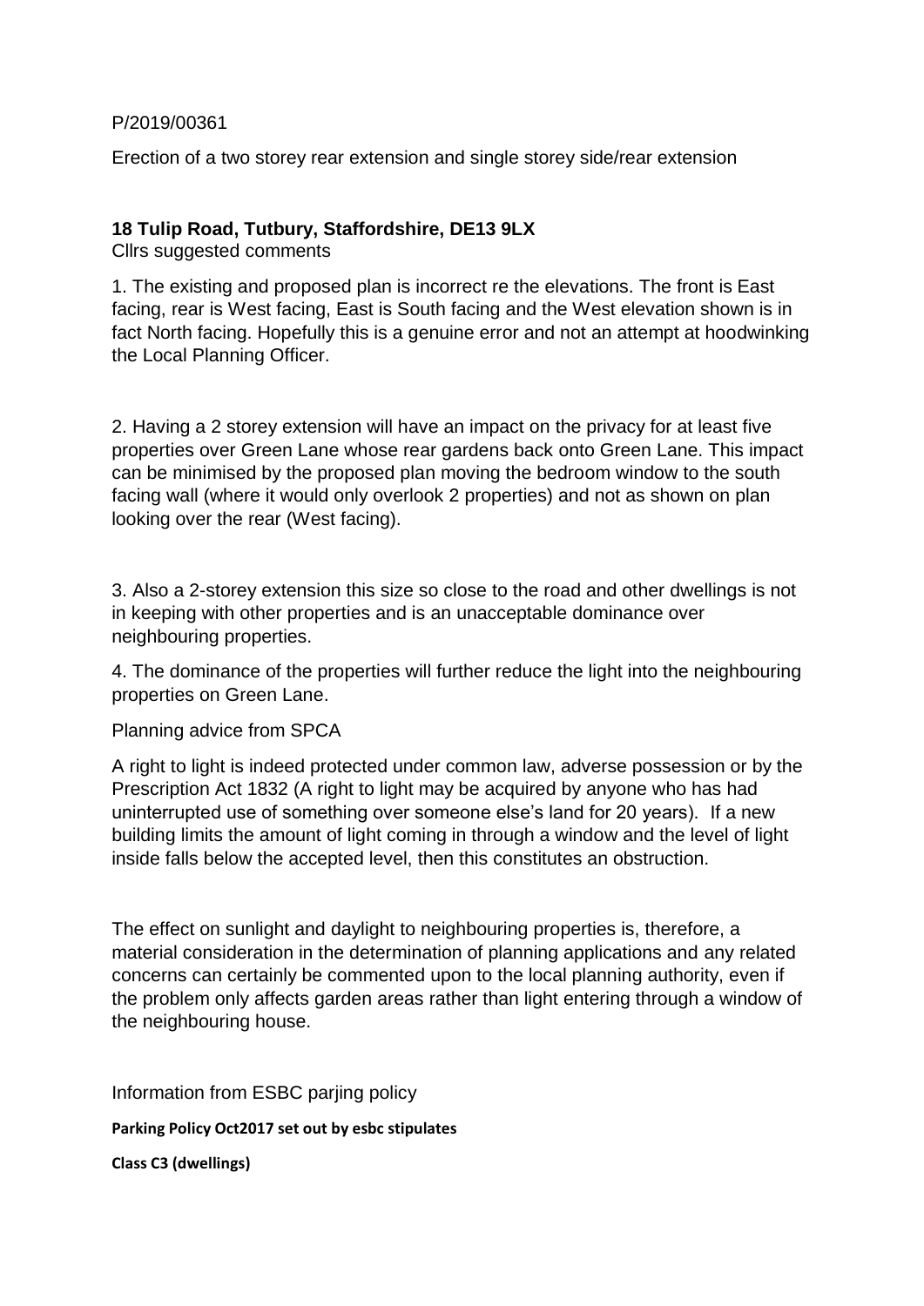P/2019/00361

Erection of a two storey rear extension and single storey side/rear extension

**18 Tulip Road, Tutbury, Staffordshire, DE13 9LX**

Cllrs suggested comments

1. The existing and proposed plan is incorrect re the elevations. The front is East facing, rear is West facing, East is South facing and the West elevation shown is in fact North facing. Hopefully this is a genuine error and not an attempt at hoodwinking the Local Planning Officer.

2. Having a 2 storey extension will have an impact on the privacy for at least five properties over Green Lane whose rear gardens back onto Green Lane. This impact can be minimised by the proposed plan moving the bedroom window to the south facing wall (where it would only overlook 2 properties) and not as shown on plan looking over the rear (West facing).

3. Also a 2-storey extension this size so close to the road and other dwellings is not in keeping with other properties and is an unacceptable dominance over neighbouring properties.

4. The dominance of the properties will further reduce the light into the neighbouring properties on Green Lane.

Planning advice from SPCA

A right to light is indeed protected under common law, adverse possession or by the Prescription Act 1832 (A right to light may be acquired by anyone who has had uninterrupted use of something over someone else's land for 20 years). If a new building limits the amount of light coming in through a window and the level of light inside falls below the accepted level, then this constitutes an obstruction.

The effect on sunlight and daylight to neighbouring properties is, therefore, a material consideration in the determination of planning applications and any related concerns can certainly be commented upon to the local planning authority, even if the problem only affects garden areas rather than light entering through a window of the neighbouring house.

Information from ESBC parjing policy

**Parking Policy Oct2017 set out by esbc stipulates**

**Class C3 (dwellings)**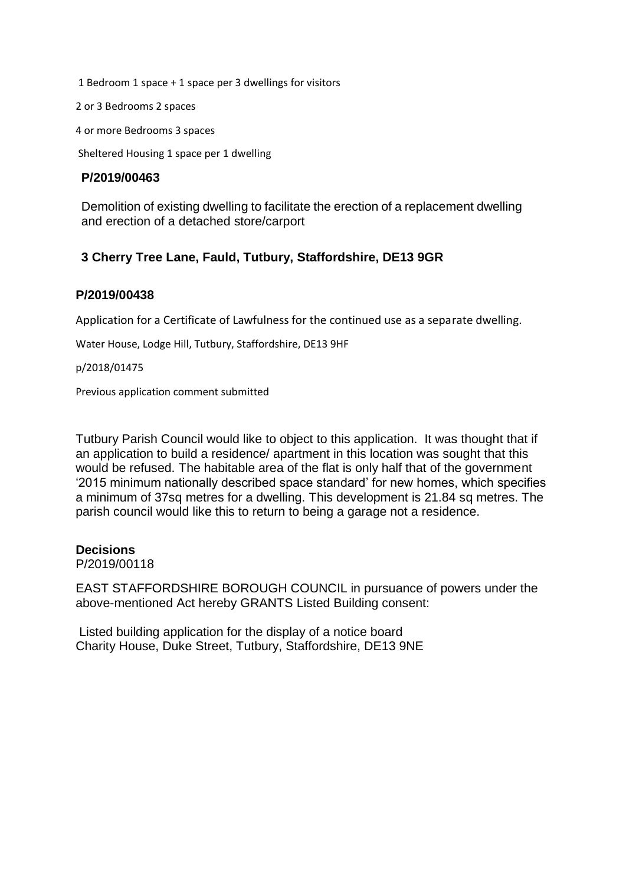1 Bedroom 1 space + 1 space per 3 dwellings for visitors

2 or 3 Bedrooms 2 spaces

4 or more Bedrooms 3 spaces

Sheltered Housing 1 space per 1 dwelling

**P/2019/00463**

Demolition of existing dwelling to facilitate the erection of a replacement dwelling and erection of a detached store/carport

**3 Cherry Tree Lane, Fauld, Tutbury, Staffordshire, DE13 9GR**

**P/2019/00438**

Application for a Certificate of Lawfulness for the continued use as a separate dwelling.

Water House, Lodge Hill, Tutbury, Staffordshire, DE13 9HF

p/2018/01475

Previous application comment submitted

Tutbury Parish Council would like to object to this application. It was thought that if an application to build a residence/ apartment in this location was sought that this would be refused. The habitable area of the flat is only half that of the government '2015 minimum nationally described space standard' for new homes, which specifies a minimum of 37sq metres for a dwelling. This development is 21.84 sq metres. The parish council would like this to return to being a garage not a residence.

**Decisions**

P/2019/00118

EAST STAFFORDSHIRE BOROUGH COUNCIL in pursuance of powers under the above-mentioned Act hereby GRANTS Listed Building consent:

Listed building application for the display of a notice board
Charity House, Duke Street, Tutbury, Staffordshire, DE13 9NE